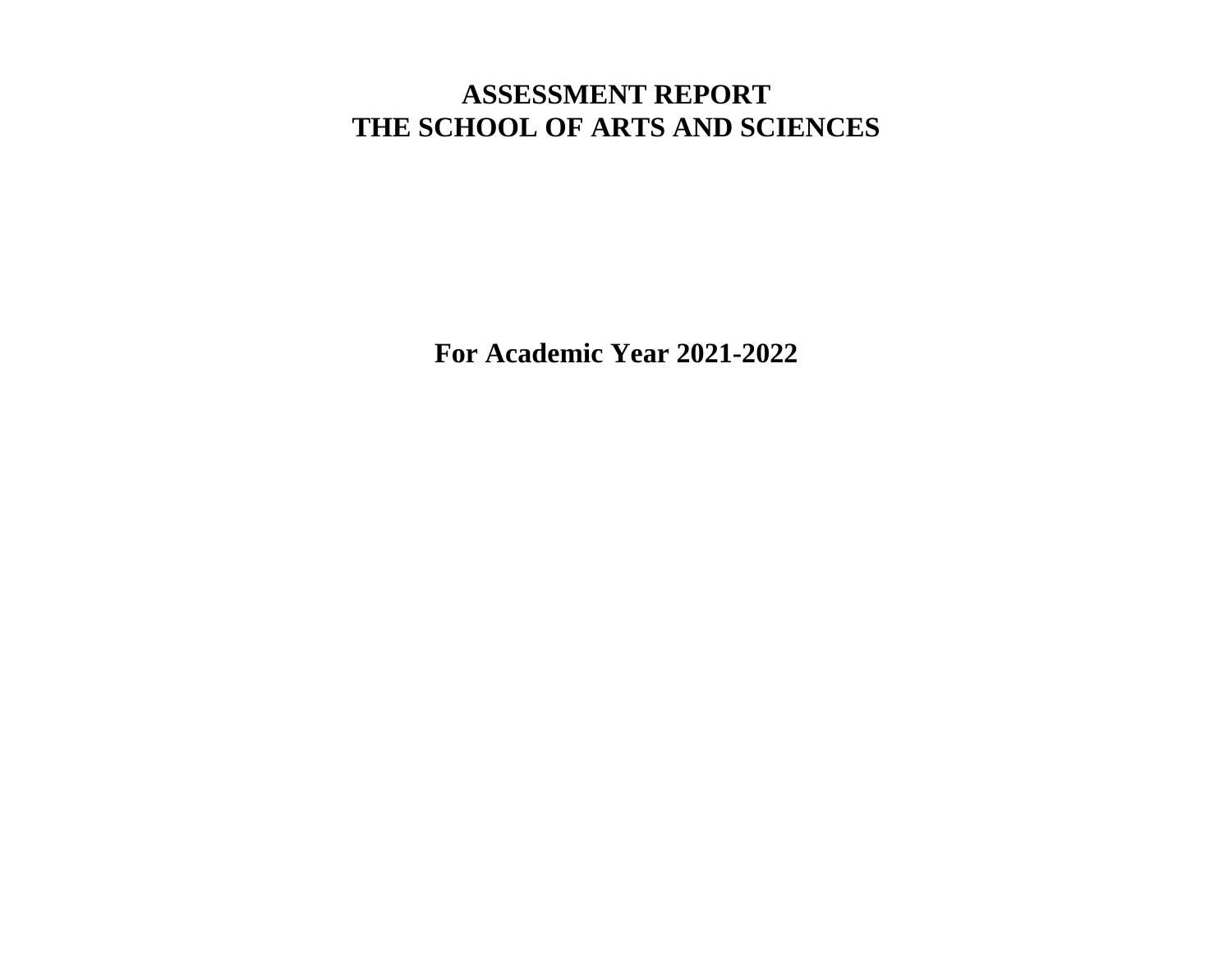# ASSESSMENT REPORT
# THE SCHOOL OF ARTS AND SCIENCES

## For Academic Year 2021-2022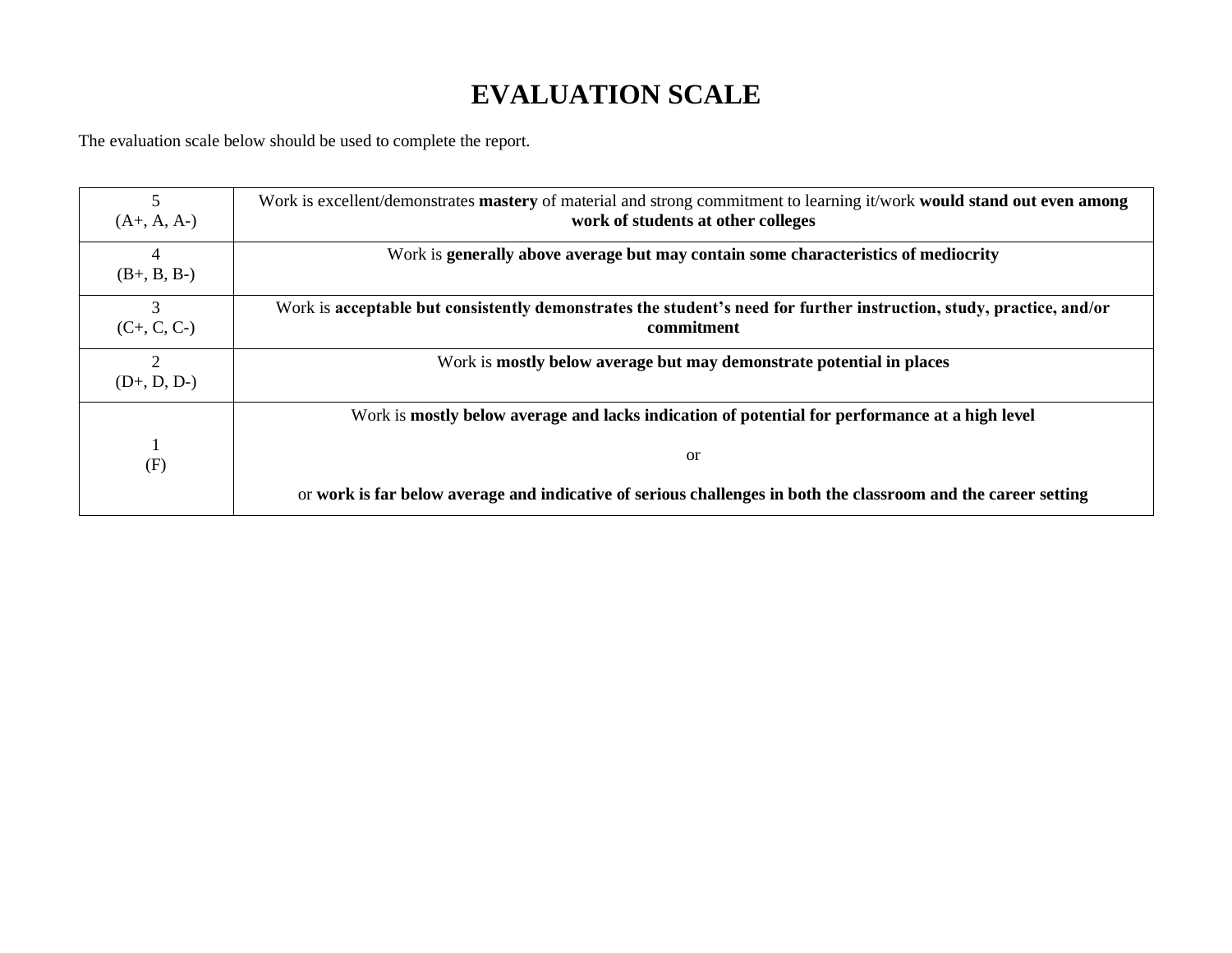# EVALUATION SCALE

The evaluation scale below should be used to complete the report.

| Score | Description |
|---|---|
| 5 (A+, A, A-) | Work is excellent/demonstrates **mastery** of material and strong commitment to learning it/work **would stand out even among work of students at other colleges** |
| 4 (B+, B, B-) | Work is **generally above average but may contain some characteristics of mediocrity** |
| 3 (C+, C, C-) | Work is **acceptable but consistently demonstrates the student's need for further instruction, study, practice, and/or commitment** |
| 2 (D+, D, D-) | Work is **mostly below average but may demonstrate potential in places** |
| 1 (F) | Work is **mostly below average and lacks indication of potential for performance at a high level**<br><br>or<br><br>or **work is far below average and indicative of serious challenges in both the classroom and the career setting** |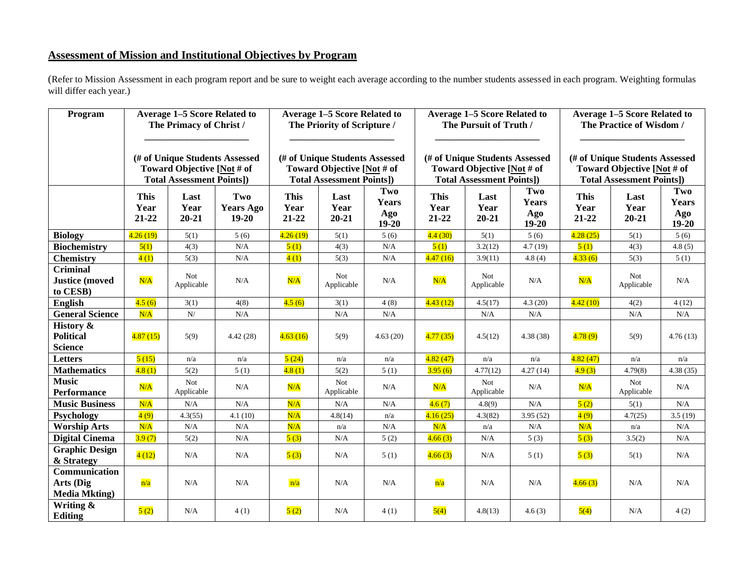## Assessment of Mission and Institutional Objectives by Program

(Refer to Mission Assessment in each program report and be sure to weight each average according to the number students assessed in each program. Weighting formulas will differ each year.)

| Program | Average 1–5 Score Related to The Primacy of Christ / ______________________ (# of Unique Students Assessed Toward Objective [Not # of Total Assessment Points]) | | | Average 1–5 Score Related to The Priority of Scripture / ______________________ (# of Unique Students Assessed Toward Objective [Not # of Total Assessment Points]) | | | Average 1–5 Score Related to The Pursuit of Truth / ______________________ (# of Unique Students Assessed Toward Objective [Not # of Total Assessment Points]) | | | Average 1–5 Score Related to The Practice of Wisdom / ______________________ (# of Unique Students Assessed Toward Objective [Not # of Total Assessment Points]) | | |
|---|---|---|---|---|---|---|---|---|---|---|---|---|
| | **This Year 21-22** | **Last Year 20-21** | **Two Years Ago 19-20** | **This Year 21-22** | **Last Year 20-21** | **Two Years Ago 19-20** | **This Year 21-22** | **Last Year 20-21** | **Two Years Ago 19-20** | **This Year 21-22** | **Last Year 20-21** | **Two Years Ago 19-20** |
| **Biology** | 4.26 (19) | 5(1) | 5 (6) | 4.26 (19) | 5(1) | 5 (6) | 4.4 (30) | 5(1) | 5 (6) | 4.28 (25) | 5(1) | 5 (6) |
| **Biochemistry** | 5(1) | 4(3) | N/A | 5 (1) | 4(3) | N/A | 5 (1) | 3.2(12) | 4.7 (19) | 5 (1) | 4(3) | 4.8 (5) |
| **Chemistry** | 4 (1) | 5(3) | N/A | 4 (1) | 5(3) | N/A | 4.47 (16) | 3.9(11) | 4.8 (4) | 4.33 (6) | 5(3) | 5 (1) |
| **Criminal Justice (moved to CESB)** | N/A | Not Applicable | N/A | N/A | Not Applicable | N/A | N/A | Not Applicable | N/A | N/A | Not Applicable | N/A |
| **English** | 4.5 (6) | 3(1) | 4(8) | 4.5 (6) | 3(1) | 4 (8) | 4.43 (12) | 4.5(17) | 4.3 (20) | 4.42 (10) | 4(2) | 4 (12) |
| **General Science** | N/A | N/ | N/A | | N/A | N/A | | N/A | N/A | | N/A | N/A |
| **History & Political Science** | 4.87 (15) | 5(9) | 4.42 (28) | 4.63 (16) | 5(9) | 4.63 (20) | 4.77 (35) | 4.5(12) | 4.38 (38) | 4.78 (9) | 5(9) | 4.76 (13) |
| **Letters** | 5 (15) | n/a | n/a | 5 (24) | n/a | n/a | 4.82 (47) | n/a | n/a | 4.82 (47) | n/a | n/a |
| **Mathematics** | 4.8 (1) | 5(2) | 5 (1) | 4.8 (1) | 5(2) | 5 (1) | 3.95 (6) | 4.77(12) | 4.27 (14) | 4.9 (3) | 4.79(8) | 4.38 (35) |
| **Music Performance** | N/A | Not Applicable | N/A | N/A | Not Applicable | N/A | N/A | Not Applicable | N/A | N/A | Not Applicable | N/A |
| **Music Business** | N/A | N/A | N/A | N/A | N/A | N/A | 4.6 (7) | 4.8(9) | N/A | 5 (2) | 5(1) | N/A |
| **Psychology** | 4 (9) | 4.3(55) | 4.1 (10) | N/A | 4.8(14) | n/a | 4.16 (25) | 4.3(82) | 3.95 (52) | 4 (9) | 4.7(25) | 3.5 (19) |
| **Worship Arts** | N/A | N/A | N/A | N/A | n/a | N/A | N/A | n/a | N/A | N/A | n/a | N/A |
| **Digital Cinema** | 3.9 (7) | 5(2) | N/A | 5 (3) | N/A | 5 (2) | 4.66 (3) | N/A | 5 (3) | 5 (3) | 3.5(2) | N/A |
| **Graphic Design & Strategy** | 4 (12) | N/A | N/A | 5 (3) | N/A | 5 (1) | 4.66 (3) | N/A | 5 (1) | 5 (3) | 5(1) | N/A |
| **Communication Arts (Dig Media Mkting)** | n/a | N/A | N/A | n/a | N/A | N/A | n/a | N/A | N/A | 4.66 (3) | N/A | N/A |
| **Writing & Editing** | 5 (2) | N/A | 4 (1) | 5 (2) | N/A | 4 (1) | 5(4) | 4.8(13) | 4.6 (3) | 5(4) | N/A | 4 (2) |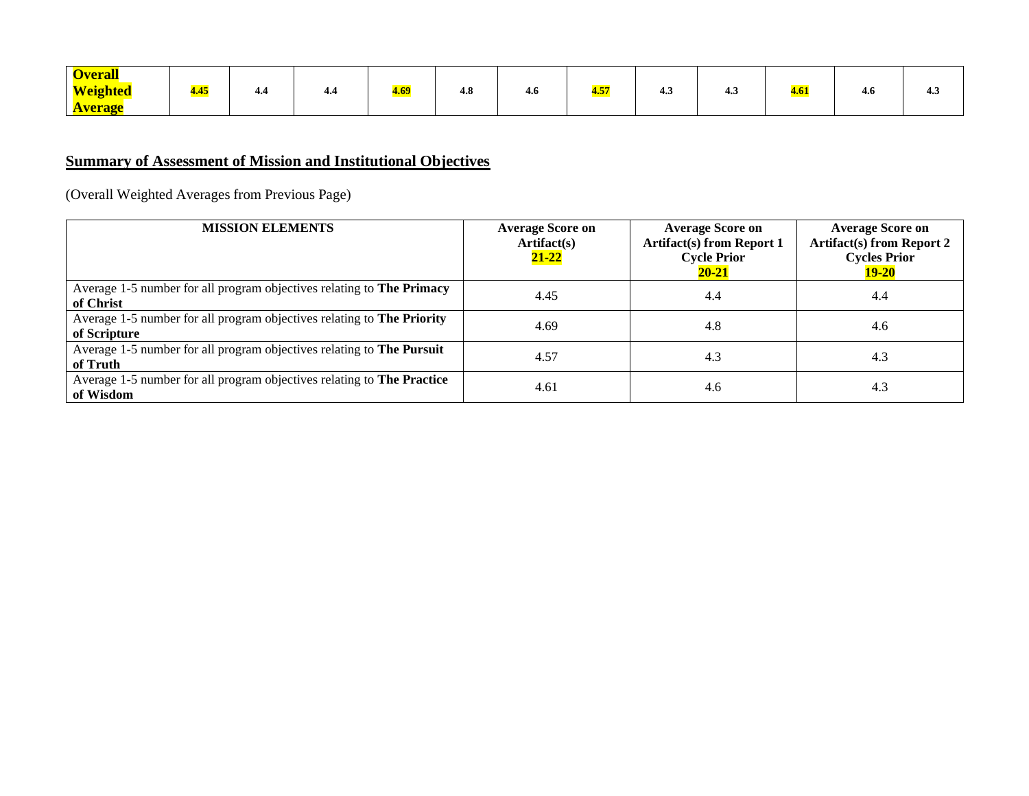| **Overall Weighted Average** | **4.45** | **4.4** | **4.4** | **4.69** | **4.8** | **4.6** | **4.57** | **4.3** | **4.3** | **4.61** | **4.6** | **4.3** |
|---|---|---|---|---|---|---|---|---|---|---|---|---|

## Summary of Assessment of Mission and Institutional Objectives

(Overall Weighted Averages from Previous Page)

| MISSION ELEMENTS | Average Score on Artifact(s) 21-22 | Average Score on Artifact(s) from Report 1 Cycle Prior 20-21 | Average Score on Artifact(s) from Report 2 Cycles Prior 19-20 |
|---|---|---|---|
| Average 1-5 number for all program objectives relating to **The Primacy of Christ** | 4.45 | 4.4 | 4.4 |
| Average 1-5 number for all program objectives relating to **The Priority of Scripture** | 4.69 | 4.8 | 4.6 |
| Average 1-5 number for all program objectives relating to **The Pursuit of Truth** | 4.57 | 4.3 | 4.3 |
| Average 1-5 number for all program objectives relating to **The Practice of Wisdom** | 4.61 | 4.6 | 4.3 |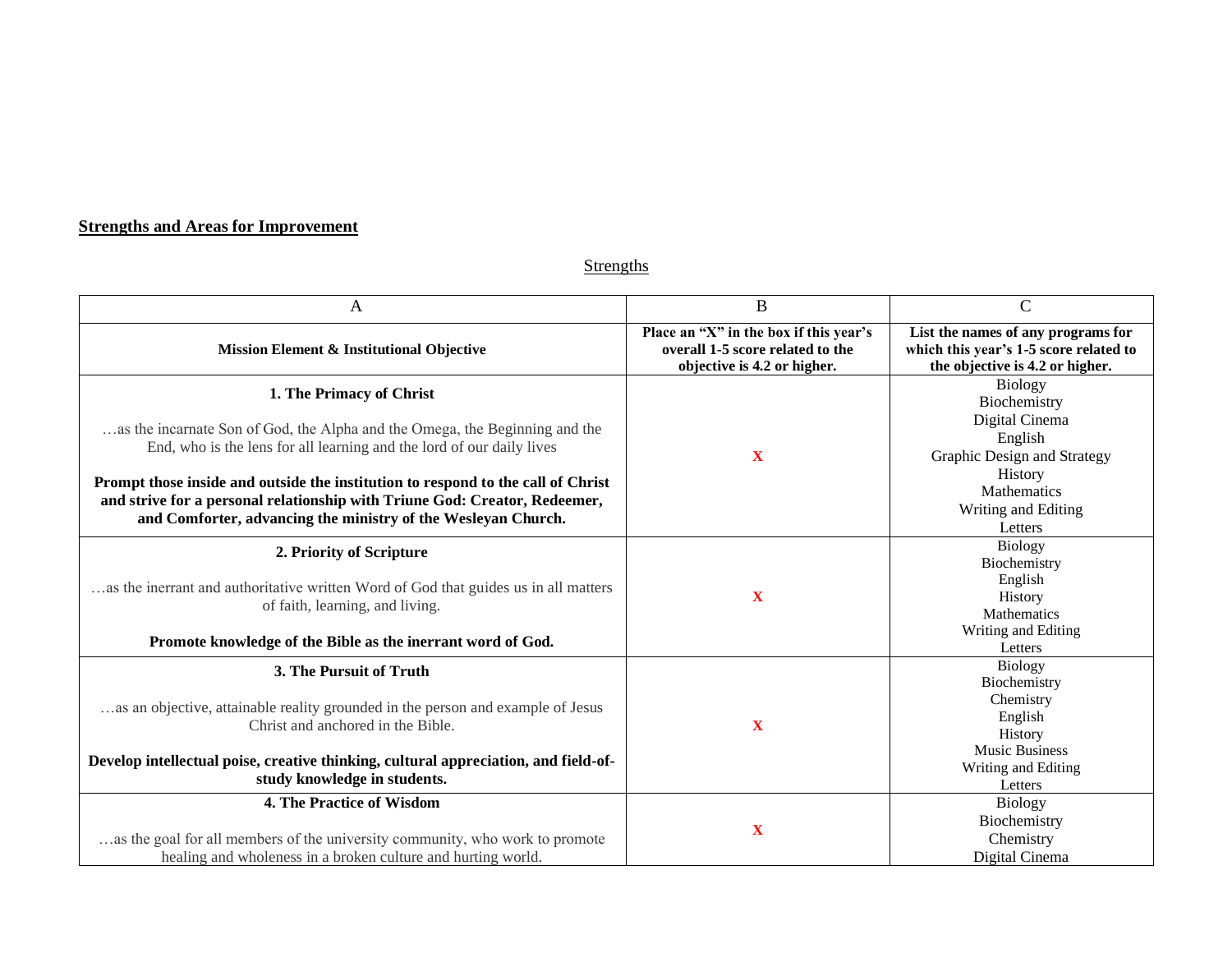## Strengths and Areas for Improvement

### Strengths

| A | B | C |
|---|---|---|
| **Mission Element & Institutional Objective** | **Place an "X" in the box if this year's overall 1-5 score related to the objective is 4.2 or higher.** | **List the names of any programs for which this year's 1-5 score related to the objective is 4.2 or higher.** |
| **1. The Primacy of Christ**<br><br>…as the incarnate Son of God, the Alpha and the Omega, the Beginning and the End, who is the lens for all learning and the lord of our daily lives<br><br>**Prompt those inside and outside the institution to respond to the call of Christ and strive for a personal relationship with Triune God: Creator, Redeemer, and Comforter, advancing the ministry of the Wesleyan Church.** | X | Biology<br>Biochemistry<br>Digital Cinema<br>English<br>Graphic Design and Strategy<br>History<br>Mathematics<br>Writing and Editing<br>Letters |
| **2. Priority of Scripture**<br><br>…as the inerrant and authoritative written Word of God that guides us in all matters of faith, learning, and living.<br><br>**Promote knowledge of the Bible as the inerrant word of God.** | X | Biology<br>Biochemistry<br>English<br>History<br>Mathematics<br>Writing and Editing<br>Letters |
| **3. The Pursuit of Truth**<br><br>…as an objective, attainable reality grounded in the person and example of Jesus Christ and anchored in the Bible.<br><br>**Develop intellectual poise, creative thinking, cultural appreciation, and field-of-study knowledge in students.** | X | Biology<br>Biochemistry<br>Chemistry<br>English<br>History<br>Music Business<br>Writing and Editing<br>Letters |
| **4. The Practice of Wisdom**<br><br>…as the goal for all members of the university community, who work to promote healing and wholeness in a broken culture and hurting world. | X | Biology<br>Biochemistry<br>Chemistry<br>Digital Cinema |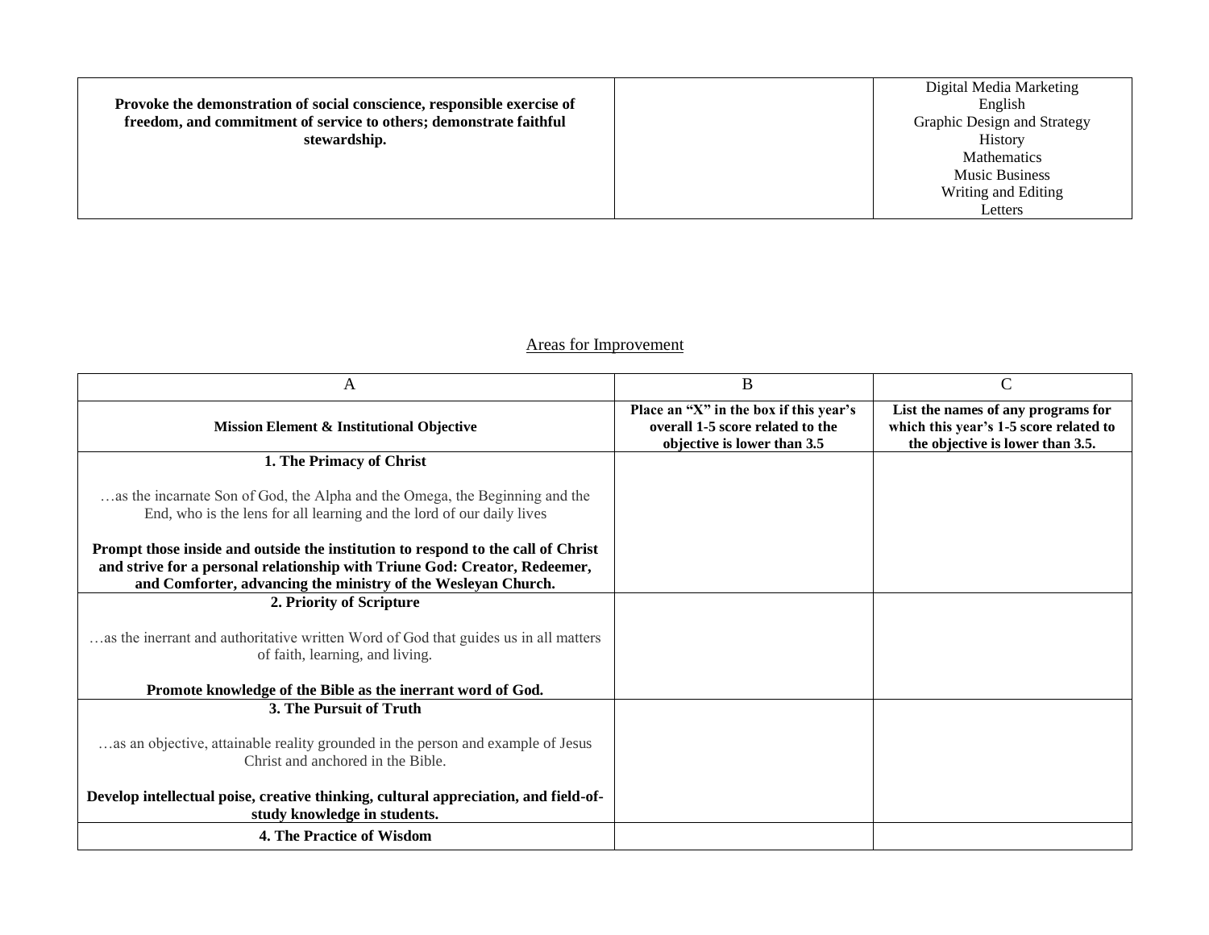| | | |
|---|---|---|
| **Provoke the demonstration of social conscience, responsible exercise of freedom, and commitment of service to others; demonstrate faithful stewardship.** | | Digital Media Marketing<br>English<br>Graphic Design and Strategy<br>History<br>Mathematics<br>Music Business<br>Writing and Editing<br>Letters |

## Areas for Improvement

| A | B | C |
|---|---|---|
| **Mission Element & Institutional Objective** | **Place an "X" in the box if this year's overall 1-5 score related to the objective is lower than 3.5** | **List the names of any programs for which this year's 1-5 score related to the objective is lower than 3.5.** |
| **1. The Primacy of Christ**<br><br>…as the incarnate Son of God, the Alpha and the Omega, the Beginning and the End, who is the lens for all learning and the lord of our daily lives<br><br>**Prompt those inside and outside the institution to respond to the call of Christ and strive for a personal relationship with Triune God: Creator, Redeemer, and Comforter, advancing the ministry of the Wesleyan Church.** | | |
| **2. Priority of Scripture**<br><br>…as the inerrant and authoritative written Word of God that guides us in all matters of faith, learning, and living.<br><br>**Promote knowledge of the Bible as the inerrant word of God.** | | |
| **3. The Pursuit of Truth**<br><br>…as an objective, attainable reality grounded in the person and example of Jesus Christ and anchored in the Bible.<br><br>**Develop intellectual poise, creative thinking, cultural appreciation, and field-of-study knowledge in students.** | | |
| **4. The Practice of Wisdom** | | |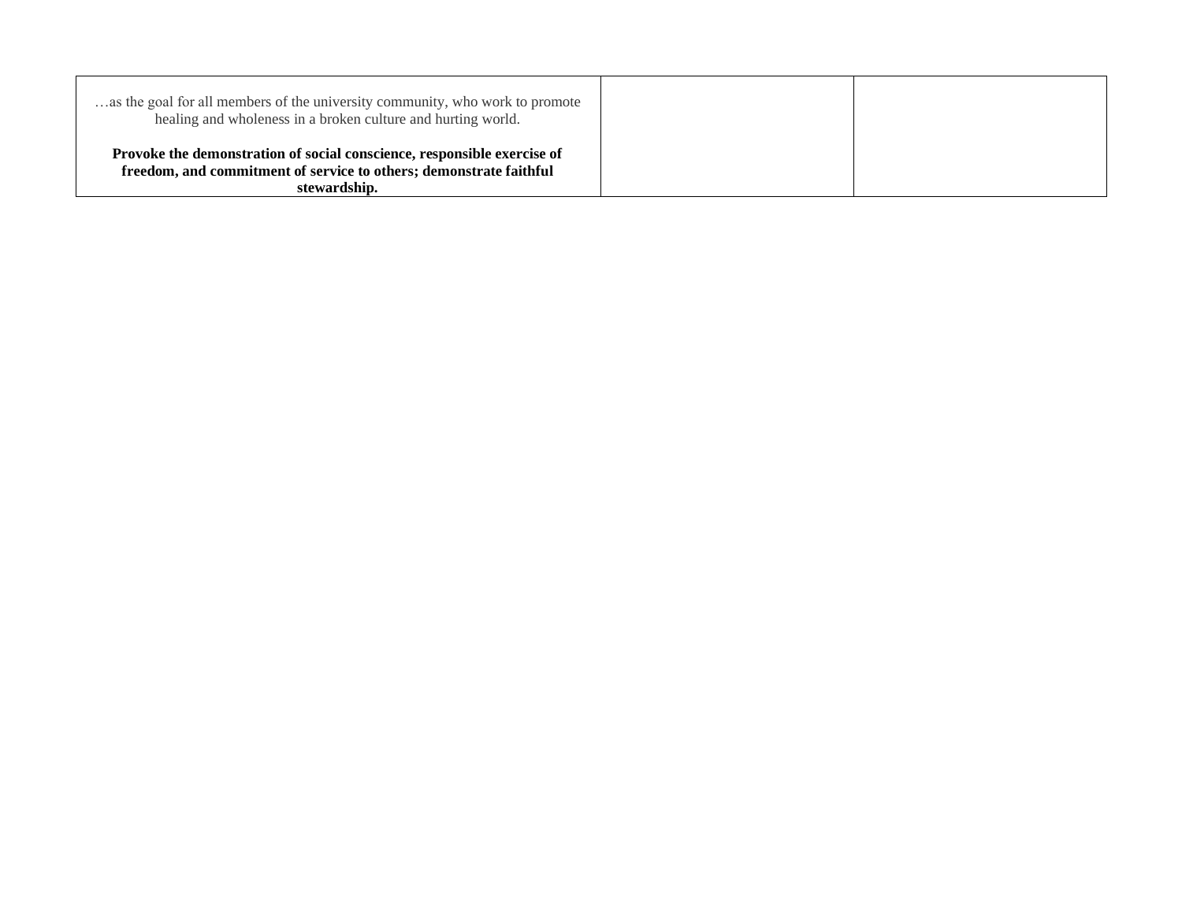| …as the goal for all members of the university community, who work to promote healing and wholeness in a broken culture and hurting world.<br><br>**Provoke the demonstration of social conscience, responsible exercise of freedom, and commitment of service to others; demonstrate faithful stewardship.** | | |
|---|---|---|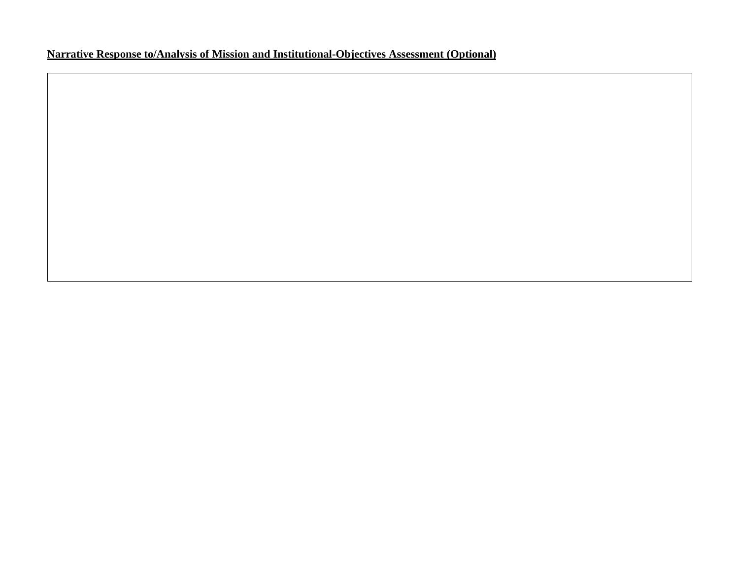**Narrative Response to/Analysis of Mission and Institutional-Objectives Assessment (Optional)**

|  |
|---|
|  |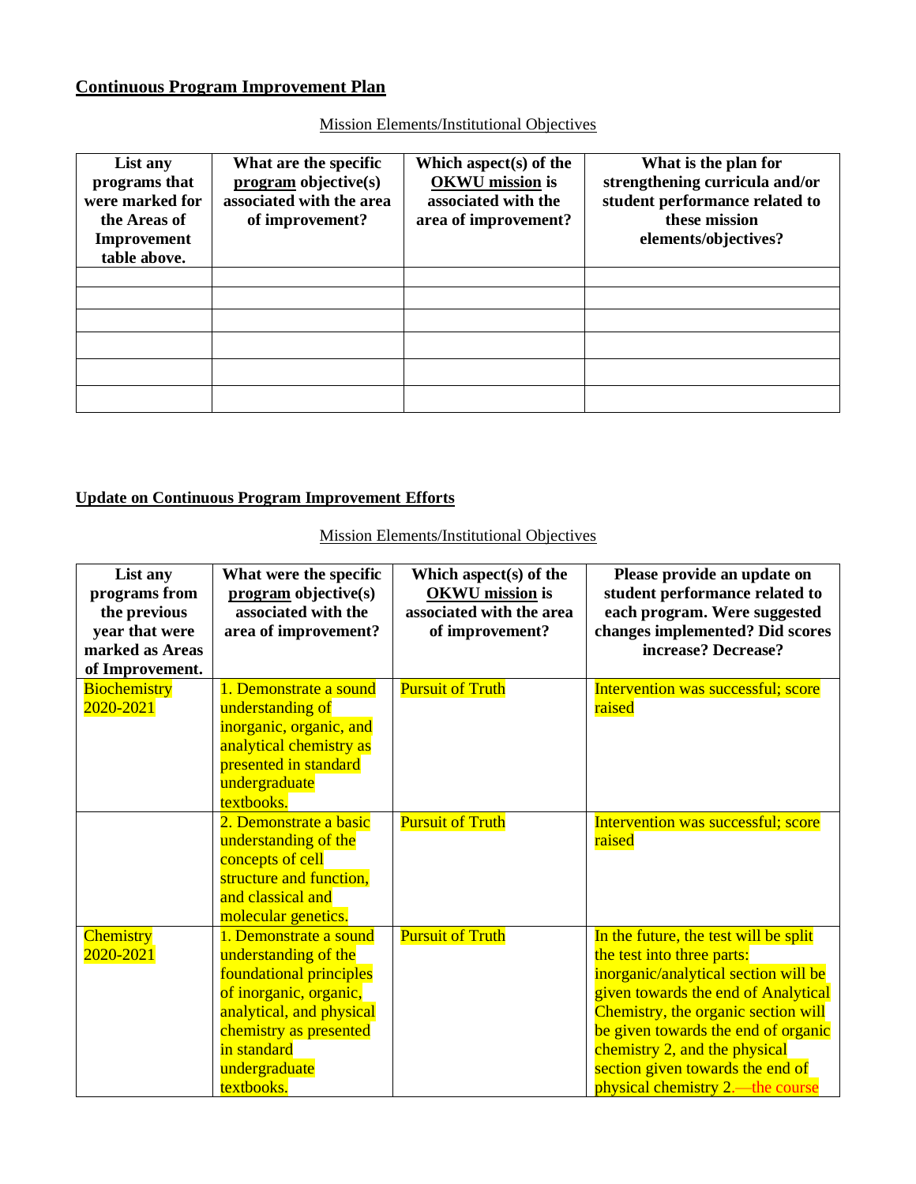## Continuous Program Improvement Plan

Mission Elements/Institutional Objectives

| List any programs that were marked for the Areas of Improvement table above. | What are the specific program objective(s) associated with the area of improvement? | Which aspect(s) of the OKWU mission is associated with the area of improvement? | What is the plan for strengthening curricula and/or student performance related to these mission elements/objectives? |
|---|---|---|---|
| | | | |
| | | | |
| | | | |
| | | | |
| | | | |
| | | | |

## Update on Continuous Program Improvement Efforts

Mission Elements/Institutional Objectives

| List any programs from the previous year that were marked as Areas of Improvement. | What were the specific program objective(s) associated with the area of improvement? | Which aspect(s) of the OKWU mission is associated with the area of improvement? | Please provide an update on student performance related to each program. Were suggested changes implemented? Did scores increase? Decrease? |
|---|---|---|---|
| Biochemistry 2020-2021 | 1. Demonstrate a sound understanding of inorganic, organic, and analytical chemistry as presented in standard undergraduate textbooks. | Pursuit of Truth | Intervention was successful; score raised |
| | 2. Demonstrate a basic understanding of the concepts of cell structure and function, and classical and molecular genetics. | Pursuit of Truth | Intervention was successful; score raised |
| Chemistry 2020-2021 | 1. Demonstrate a sound understanding of the foundational principles of inorganic, organic, analytical, and physical chemistry as presented in standard undergraduate textbooks. | Pursuit of Truth | In the future, the test will be split the test into three parts: inorganic/analytical section will be given towards the end of Analytical Chemistry, the organic section will be given towards the end of organic chemistry 2, and the physical section given towards the end of physical chemistry 2.—the course |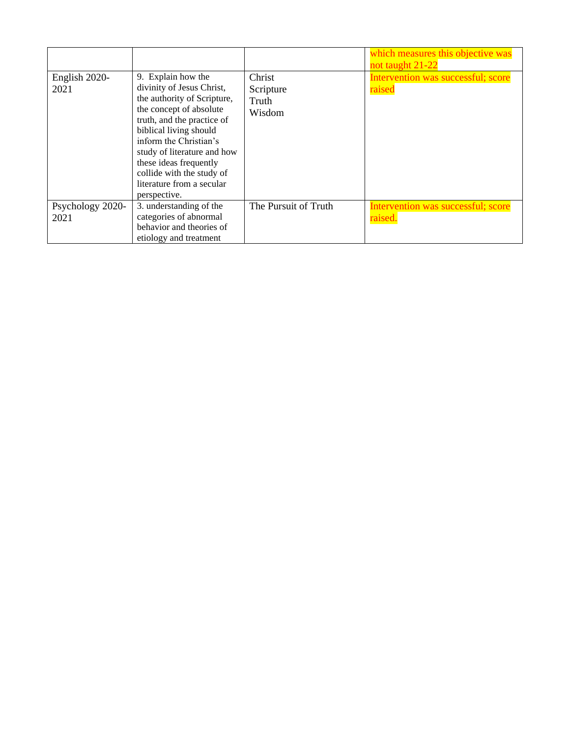| | | | |
|---|---|---|---|
| | | | which measures this objective was not taught 21-22 |
| English 2020-2021 | 9. Explain how the divinity of Jesus Christ, the authority of Scripture, the concept of absolute truth, and the practice of biblical living should inform the Christian's study of literature and how these ideas frequently collide with the study of literature from a secular perspective. | Christ<br>Scripture<br>Truth<br>Wisdom | Intervention was successful; score raised |
| Psychology 2020-2021 | 3. understanding of the categories of abnormal behavior and theories of etiology and treatment | The Pursuit of Truth | Intervention was successful; score raised. |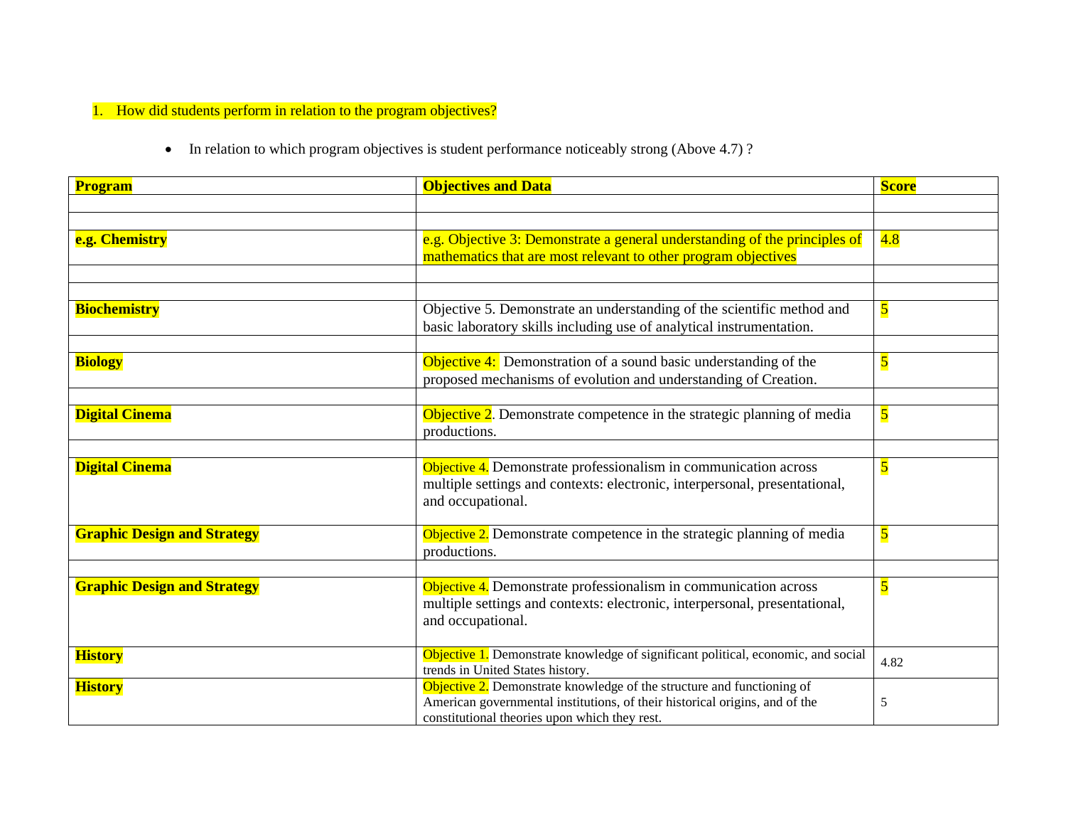1. How did students perform in relation to the program objectives?

- In relation to which program objectives is student performance noticeably strong (Above 4.7) ?

| Program | Objectives and Data | Score |
|---|---|---|
| | | |
| | | |
| **e.g. Chemistry** | e.g. Objective 3: Demonstrate a general understanding of the principles of mathematics that are most relevant to other program objectives | 4.8 |
| | | |
| | | |
| **Biochemistry** | Objective 5. Demonstrate an understanding of the scientific method and basic laboratory skills including use of analytical instrumentation. | 5 |
| | | |
| **Biology** | Objective 4: Demonstration of a sound basic understanding of the proposed mechanisms of evolution and understanding of Creation. | 5 |
| | | |
| **Digital Cinema** | Objective 2. Demonstrate competence in the strategic planning of media productions. | 5 |
| | | |
| **Digital Cinema** | Objective 4. Demonstrate professionalism in communication across multiple settings and contexts: electronic, interpersonal, presentational, and occupational. | 5 |
| **Graphic Design and Strategy** | Objective 2. Demonstrate competence in the strategic planning of media productions. | 5 |
| | | |
| **Graphic Design and Strategy** | Objective 4. Demonstrate professionalism in communication across multiple settings and contexts: electronic, interpersonal, presentational, and occupational. | 5 |
| **History** | Objective 1. Demonstrate knowledge of significant political, economic, and social trends in United States history. | 4.82 |
| **History** | Objective 2. Demonstrate knowledge of the structure and functioning of American governmental institutions, of their historical origins, and of the constitutional theories upon which they rest. | 5 |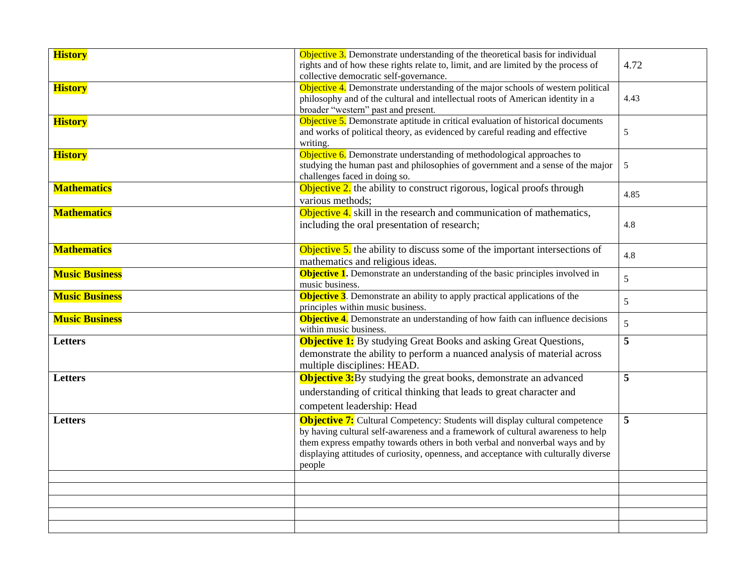| | | |
|---|---|---|
| **History** | Objective 3. Demonstrate understanding of the theoretical basis for individual rights and of how these rights relate to, limit, and are limited by the process of collective democratic self-governance. | 4.72 |
| **History** | Objective 4. Demonstrate understanding of the major schools of western political philosophy and of the cultural and intellectual roots of American identity in a broader "western" past and present. | 4.43 |
| **History** | Objective 5. Demonstrate aptitude in critical evaluation of historical documents and works of political theory, as evidenced by careful reading and effective writing. | 5 |
| **History** | Objective 6. Demonstrate understanding of methodological approaches to studying the human past and philosophies of government and a sense of the major challenges faced in doing so. | 5 |
| **Mathematics** | Objective 2. the ability to construct rigorous, logical proofs through various methods; | 4.85 |
| **Mathematics** | Objective 4. skill in the research and communication of mathematics, including the oral presentation of research; | 4.8 |
| **Mathematics** | Objective 5. the ability to discuss some of the important intersections of mathematics and religious ideas. | 4.8 |
| **Music Business** | **Objective 1.** Demonstrate an understanding of the basic principles involved in music business. | 5 |
| **Music Business** | **Objective 3**. Demonstrate an ability to apply practical applications of the principles within music business. | 5 |
| **Music Business** | **Objective 4**. Demonstrate an understanding of how faith can influence decisions within music business. | 5 |
| **Letters** | **Objective 1:** By studying Great Books and asking Great Questions, demonstrate the ability to perform a nuanced analysis of material across multiple disciplines: HEAD. | **5** |
| **Letters** | **Objective 3:**By studying the great books, demonstrate an advanced understanding of critical thinking that leads to great character and competent leadership: Head | **5** |
| **Letters** | **Objective 7:** Cultural Competency: Students will display cultural competence by having cultural self-awareness and a framework of cultural awareness to help them express empathy towards others in both verbal and nonverbal ways and by displaying attitudes of curiosity, openness, and acceptance with culturally diverse people | **5** |
| | | |
| | | |
| | | |
| | | |
| | | |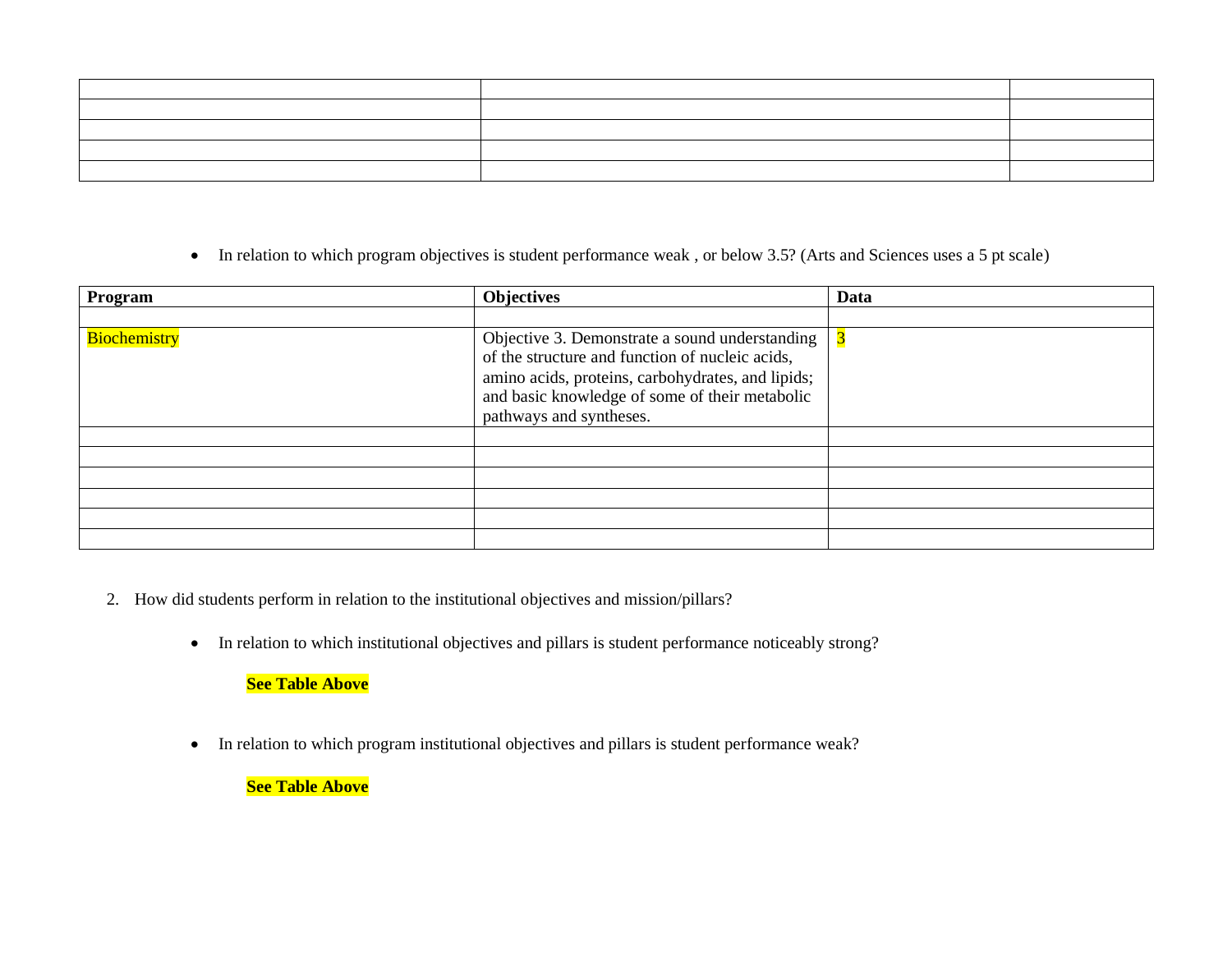| | | |
|---|---|---|
| | | |
| | | |
| | | |
| | | |

- In relation to which program objectives is student performance weak , or below 3.5? (Arts and Sciences uses a 5 pt scale)

| Program | Objectives | Data |
|---|---|---|
| | | |
| Biochemistry | Objective 3. Demonstrate a sound understanding of the structure and function of nucleic acids, amino acids, proteins, carbohydrates, and lipids; and basic knowledge of some of their metabolic pathways and syntheses. | 3 |
| | | |
| | | |
| | | |
| | | |
| | | |
| | | |

2. How did students perform in relation to the institutional objectives and mission/pillars?

- In relation to which institutional objectives and pillars is student performance noticeably strong?

  **See Table Above**

- In relation to which program institutional objectives and pillars is student performance weak?

  **See Table Above**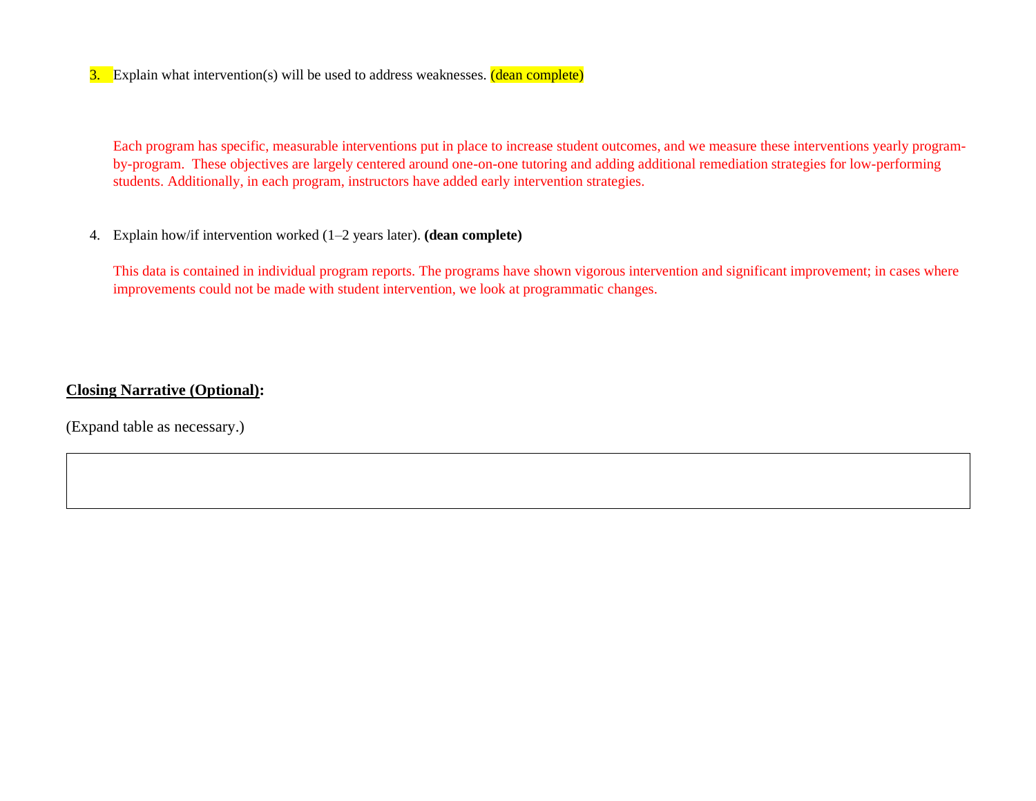3. Explain what intervention(s) will be used to address weaknesses. (dean complete)

   Each program has specific, measurable interventions put in place to increase student outcomes, and we measure these interventions yearly program-by-program. These objectives are largely centered around one-on-one tutoring and adding additional remediation strategies for low-performing students. Additionally, in each program, instructors have added early intervention strategies.

4. Explain how/if intervention worked (1–2 years later). **(dean complete)**

   This data is contained in individual program reports. The programs have shown vigorous intervention and significant improvement; in cases where improvements could not be made with student intervention, we look at programmatic changes.

**Closing Narrative (Optional):**

(Expand table as necessary.)

| |
|---|
| |